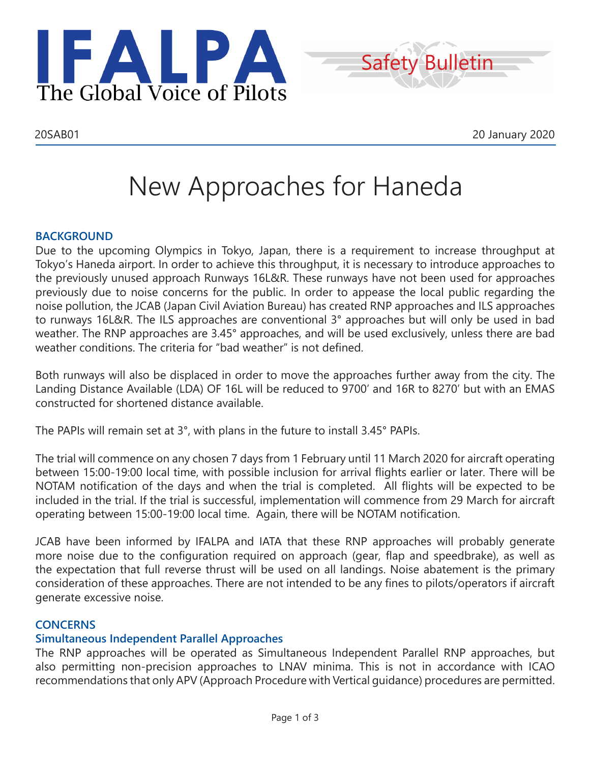IFALPA
The Global Voice of Pilots

Safety Bulletin

20SAB01

20 January 2020

# New Approaches for Haneda

## BACKGROUND

Due to the upcoming Olympics in Tokyo, Japan, there is a requirement to increase throughput at Tokyo's Haneda airport. In order to achieve this throughput, it is necessary to introduce approaches to the previously unused approach Runways 16L&R. These runways have not been used for approaches previously due to noise concerns for the public. In order to appease the local public regarding the noise pollution, the JCAB (Japan Civil Aviation Bureau) has created RNP approaches and ILS approaches to runways 16L&R. The ILS approaches are conventional 3° approaches but will only be used in bad weather. The RNP approaches are 3.45° approaches, and will be used exclusively, unless there are bad weather conditions. The criteria for "bad weather" is not defined.

Both runways will also be displaced in order to move the approaches further away from the city. The Landing Distance Available (LDA) OF 16L will be reduced to 9700' and 16R to 8270' but with an EMAS constructed for shortened distance available.

The PAPIs will remain set at 3°, with plans in the future to install 3.45° PAPIs.

The trial will commence on any chosen 7 days from 1 February until 11 March 2020 for aircraft operating between 15:00-19:00 local time, with possible inclusion for arrival flights earlier or later. There will be NOTAM notification of the days and when the trial is completed. All flights will be expected to be included in the trial. If the trial is successful, implementation will commence from 29 March for aircraft operating between 15:00-19:00 local time. Again, there will be NOTAM notification.

JCAB have been informed by IFALPA and IATA that these RNP approaches will probably generate more noise due to the configuration required on approach (gear, flap and speedbrake), as well as the expectation that full reverse thrust will be used on all landings. Noise abatement is the primary consideration of these approaches. There are not intended to be any fines to pilots/operators if aircraft generate excessive noise.

## CONCERNS

### Simultaneous Independent Parallel Approaches

The RNP approaches will be operated as Simultaneous Independent Parallel RNP approaches, but also permitting non-precision approaches to LNAV minima. This is not in accordance with ICAO recommendations that only APV (Approach Procedure with Vertical guidance) procedures are permitted.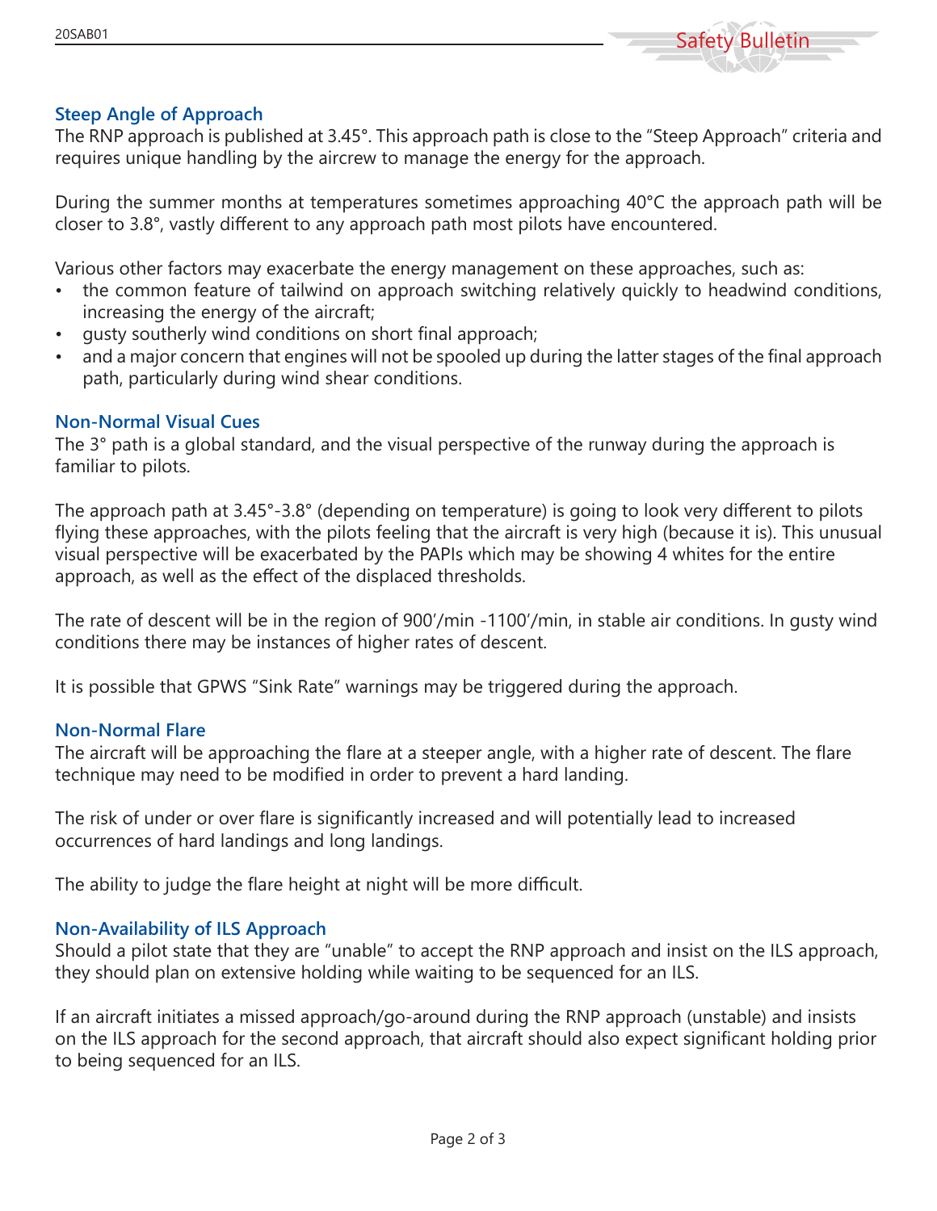### Steep Angle of Approach

The RNP approach is published at 3.45°. This approach path is close to the “Steep Approach” criteria and requires unique handling by the aircrew to manage the energy for the approach.

During the summer months at temperatures sometimes approaching 40°C the approach path will be closer to 3.8°, vastly different to any approach path most pilots have encountered.

Various other factors may exacerbate the energy management on these approaches, such as:

- the common feature of tailwind on approach switching relatively quickly to headwind conditions, increasing the energy of the aircraft;
- gusty southerly wind conditions on short final approach;
- and a major concern that engines will not be spooled up during the latter stages of the final approach path, particularly during wind shear conditions.

### Non-Normal Visual Cues

The 3° path is a global standard, and the visual perspective of the runway during the approach is familiar to pilots.

The approach path at 3.45°-3.8° (depending on temperature) is going to look very different to pilots flying these approaches, with the pilots feeling that the aircraft is very high (because it is). This unusual visual perspective will be exacerbated by the PAPIs which may be showing 4 whites for the entire approach, as well as the effect of the displaced thresholds.

The rate of descent will be in the region of 900′/min -1100′/min, in stable air conditions. In gusty wind conditions there may be instances of higher rates of descent.

It is possible that GPWS “Sink Rate” warnings may be triggered during the approach.

### Non-Normal Flare

The aircraft will be approaching the flare at a steeper angle, with a higher rate of descent. The flare technique may need to be modified in order to prevent a hard landing.

The risk of under or over flare is significantly increased and will potentially lead to increased occurrences of hard landings and long landings.

The ability to judge the flare height at night will be more difficult.

### Non-Availability of ILS Approach

Should a pilot state that they are “unable” to accept the RNP approach and insist on the ILS approach, they should plan on extensive holding while waiting to be sequenced for an ILS.

If an aircraft initiates a missed approach/go-around during the RNP approach (unstable) and insists on the ILS approach for the second approach, that aircraft should also expect significant holding prior to being sequenced for an ILS.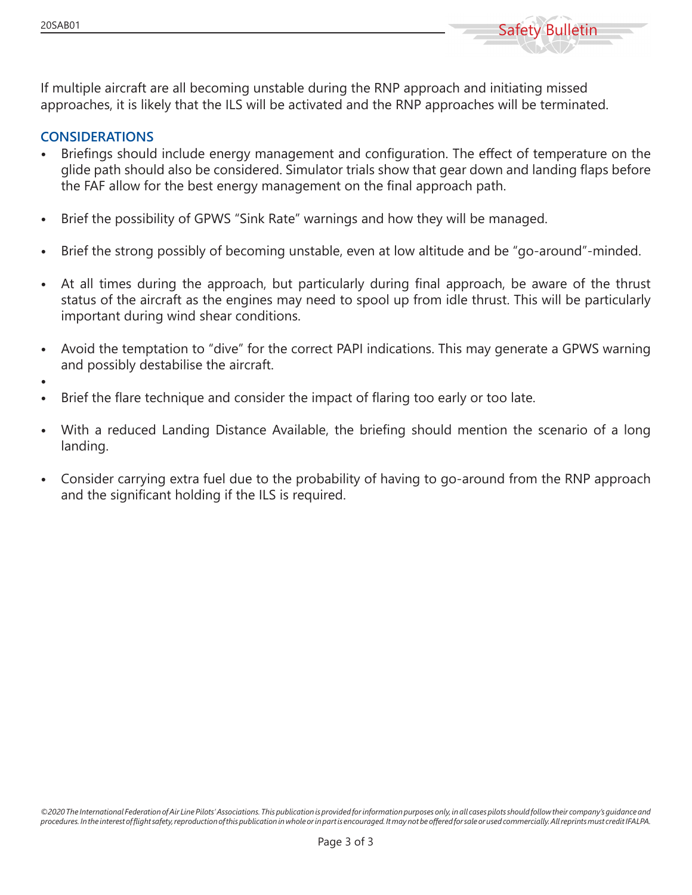If multiple aircraft are all becoming unstable during the RNP approach and initiating missed approaches, it is likely that the ILS will be activated and the RNP approaches will be terminated.

## CONSIDERATIONS

- Briefings should include energy management and configuration. The effect of temperature on the glide path should also be considered. Simulator trials show that gear down and landing flaps before the FAF allow for the best energy management on the final approach path.
- Brief the possibility of GPWS "Sink Rate" warnings and how they will be managed.
- Brief the strong possibly of becoming unstable, even at low altitude and be "go-around"-minded.
- At all times during the approach, but particularly during final approach, be aware of the thrust status of the aircraft as the engines may need to spool up from idle thrust. This will be particularly important during wind shear conditions.
- Avoid the temptation to "dive" for the correct PAPI indications. This may generate a GPWS warning and possibly destabilise the aircraft.
- Brief the flare technique and consider the impact of flaring too early or too late.
- With a reduced Landing Distance Available, the briefing should mention the scenario of a long landing.
- Consider carrying extra fuel due to the probability of having to go-around from the RNP approach and the significant holding if the ILS is required.